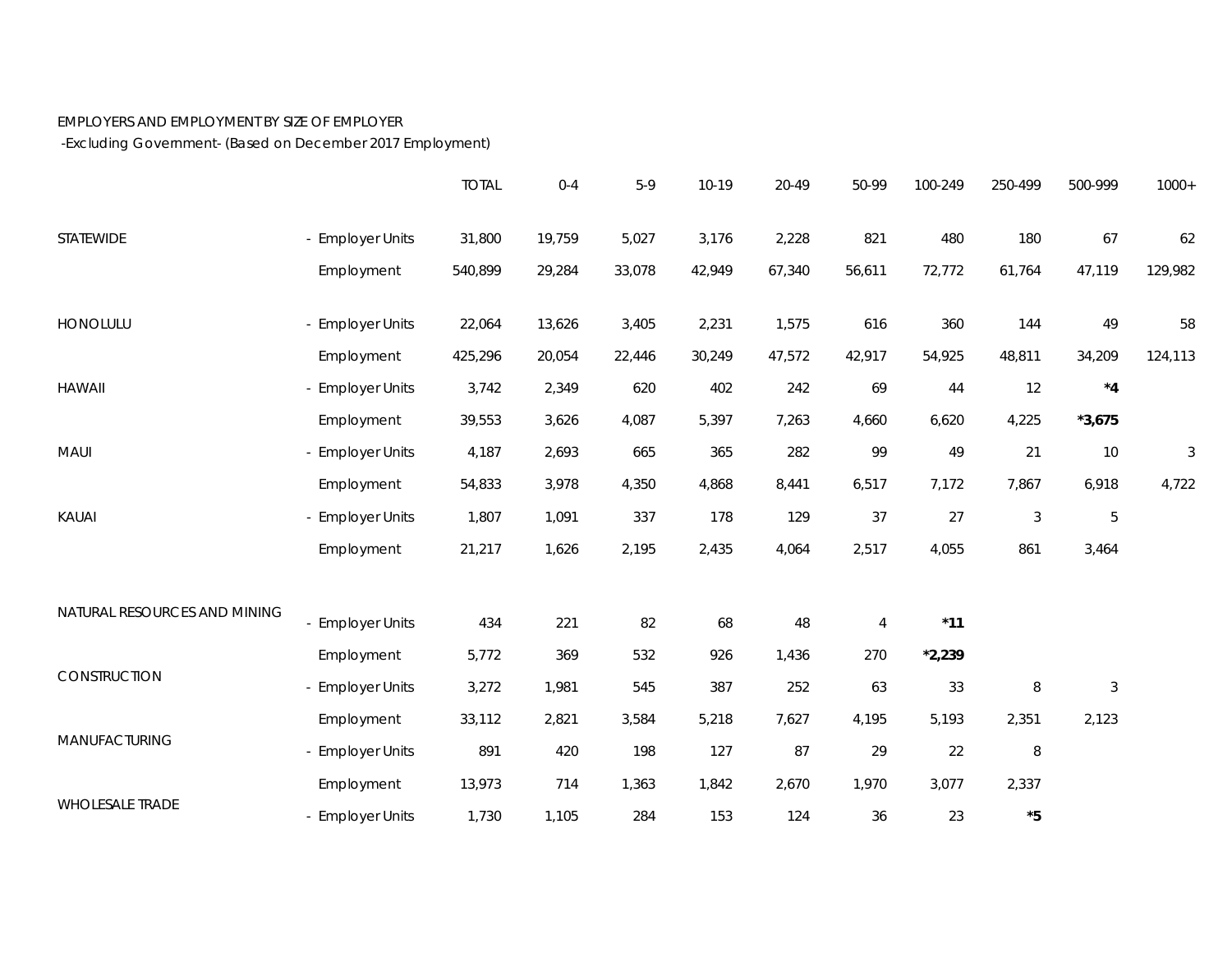EMPLOYERS AND EMPLOYMENT BY SIZE OF EMPLOYER
-Excluding Government- (Based on December 2017 Employment)

| | | TOTAL | 0-4 | 5-9 | 10-19 | 20-49 | 50-99 | 100-249 | 250-499 | 500-999 | 1000+ |
|---|---|---|---|---|---|---|---|---|---|---|---|
| STATEWIDE | - Employer Units | 31,800 | 19,759 | 5,027 | 3,176 | 2,228 | 821 | 480 | 180 | 67 | 62 |
| | Employment | 540,899 | 29,284 | 33,078 | 42,949 | 67,340 | 56,611 | 72,772 | 61,764 | 47,119 | 129,982 |
| HONOLULU | - Employer Units | 22,064 | 13,626 | 3,405 | 2,231 | 1,575 | 616 | 360 | 144 | 49 | 58 |
| | Employment | 425,296 | 20,054 | 22,446 | 30,249 | 47,572 | 42,917 | 54,925 | 48,811 | 34,209 | 124,113 |
| HAWAII | - Employer Units | 3,742 | 2,349 | 620 | 402 | 242 | 69 | 44 | 12 | **\*4** | |
| | Employment | 39,553 | 3,626 | 4,087 | 5,397 | 7,263 | 4,660 | 6,620 | 4,225 | **\*3,675** | |
| MAUI | - Employer Units | 4,187 | 2,693 | 665 | 365 | 282 | 99 | 49 | 21 | 10 | 3 |
| | Employment | 54,833 | 3,978 | 4,350 | 4,868 | 8,441 | 6,517 | 7,172 | 7,867 | 6,918 | 4,722 |
| KAUAI | - Employer Units | 1,807 | 1,091 | 337 | 178 | 129 | 37 | 27 | 3 | 5 | |
| | Employment | 21,217 | 1,626 | 2,195 | 2,435 | 4,064 | 2,517 | 4,055 | 861 | 3,464 | |
| NATURAL RESOURCES AND MINING | - Employer Units | 434 | 221 | 82 | 68 | 48 | 4 | **\*11** | | | |
| | Employment | 5,772 | 369 | 532 | 926 | 1,436 | 270 | **\*2,239** | | | |
| CONSTRUCTION | - Employer Units | 3,272 | 1,981 | 545 | 387 | 252 | 63 | 33 | 8 | 3 | |
| | Employment | 33,112 | 2,821 | 3,584 | 5,218 | 7,627 | 4,195 | 5,193 | 2,351 | 2,123 | |
| MANUFACTURING | - Employer Units | 891 | 420 | 198 | 127 | 87 | 29 | 22 | 8 | | |
| | Employment | 13,973 | 714 | 1,363 | 1,842 | 2,670 | 1,970 | 3,077 | 2,337 | | |
| WHOLESALE TRADE | - Employer Units | 1,730 | 1,105 | 284 | 153 | 124 | 36 | 23 | **\*5** | | |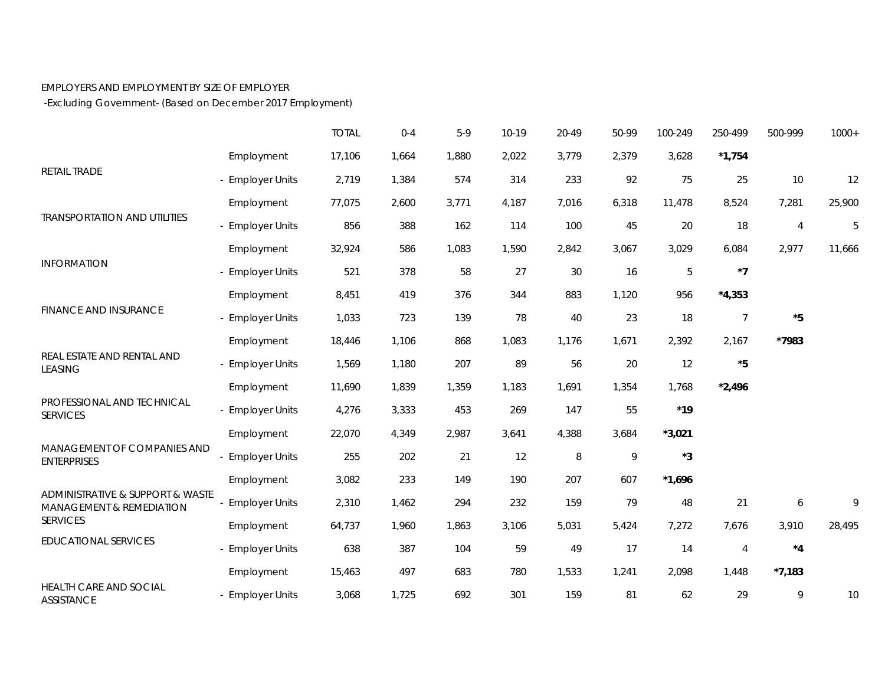EMPLOYERS AND EMPLOYMENT BY SIZE OF EMPLOYER

-Excluding Government- (Based on December 2017 Employment)

| | | TOTAL | 0-4 | 5-9 | 10-19 | 20-49 | 50-99 | 100-249 | 250-499 | 500-999 | 1000+ |
|---|---|---|---|---|---|---|---|---|---|---|---|
| RETAIL TRADE | Employment | 17,106 | 1,664 | 1,880 | 2,022 | 3,779 | 2,379 | 3,628 | **\*1,754** | | |
| | - Employer Units | 2,719 | 1,384 | 574 | 314 | 233 | 92 | 75 | 25 | 10 | 12 |
| TRANSPORTATION AND UTILITIES | Employment | 77,075 | 2,600 | 3,771 | 4,187 | 7,016 | 6,318 | 11,478 | 8,524 | 7,281 | 25,900 |
| | - Employer Units | 856 | 388 | 162 | 114 | 100 | 45 | 20 | 18 | 4 | 5 |
| INFORMATION | Employment | 32,924 | 586 | 1,083 | 1,590 | 2,842 | 3,067 | 3,029 | 6,084 | 2,977 | 11,666 |
| | - Employer Units | 521 | 378 | 58 | 27 | 30 | 16 | 5 | **\*7** | | |
| FINANCE AND INSURANCE | Employment | 8,451 | 419 | 376 | 344 | 883 | 1,120 | 956 | **\*4,353** | | |
| | - Employer Units | 1,033 | 723 | 139 | 78 | 40 | 23 | 18 | 7 | **\*5** | |
| REAL ESTATE AND RENTAL AND LEASING | Employment | 18,446 | 1,106 | 868 | 1,083 | 1,176 | 1,671 | 2,392 | 2,167 | **\*7983** | |
| | - Employer Units | 1,569 | 1,180 | 207 | 89 | 56 | 20 | 12 | **\*5** | | |
| PROFESSIONAL AND TECHNICAL SERVICES | Employment | 11,690 | 1,839 | 1,359 | 1,183 | 1,691 | 1,354 | 1,768 | **\*2,496** | | |
| | - Employer Units | 4,276 | 3,333 | 453 | 269 | 147 | 55 | **\*19** | | | |
| MANAGEMENT OF COMPANIES AND ENTERPRISES | Employment | 22,070 | 4,349 | 2,987 | 3,641 | 4,388 | 3,684 | **\*3,021** | | | |
| | - Employer Units | 255 | 202 | 21 | 12 | 8 | 9 | **\*3** | | | |
| ADMINISTRATIVE & SUPPORT & WASTE MANAGEMENT & REMEDIATION SERVICES | Employment | 3,082 | 233 | 149 | 190 | 207 | 607 | **\*1,696** | | | |
| | - Employer Units | 2,310 | 1,462 | 294 | 232 | 159 | 79 | 48 | 21 | 6 | 9 |
| EDUCATIONAL SERVICES | Employment | 64,737 | 1,960 | 1,863 | 3,106 | 5,031 | 5,424 | 7,272 | 7,676 | 3,910 | 28,495 |
| | - Employer Units | 638 | 387 | 104 | 59 | 49 | 17 | 14 | 4 | **\*4** | |
| HEALTH CARE AND SOCIAL ASSISTANCE | Employment | 15,463 | 497 | 683 | 780 | 1,533 | 1,241 | 2,098 | 1,448 | **\*7,183** | |
| | - Employer Units | 3,068 | 1,725 | 692 | 301 | 159 | 81 | 62 | 29 | 9 | 10 |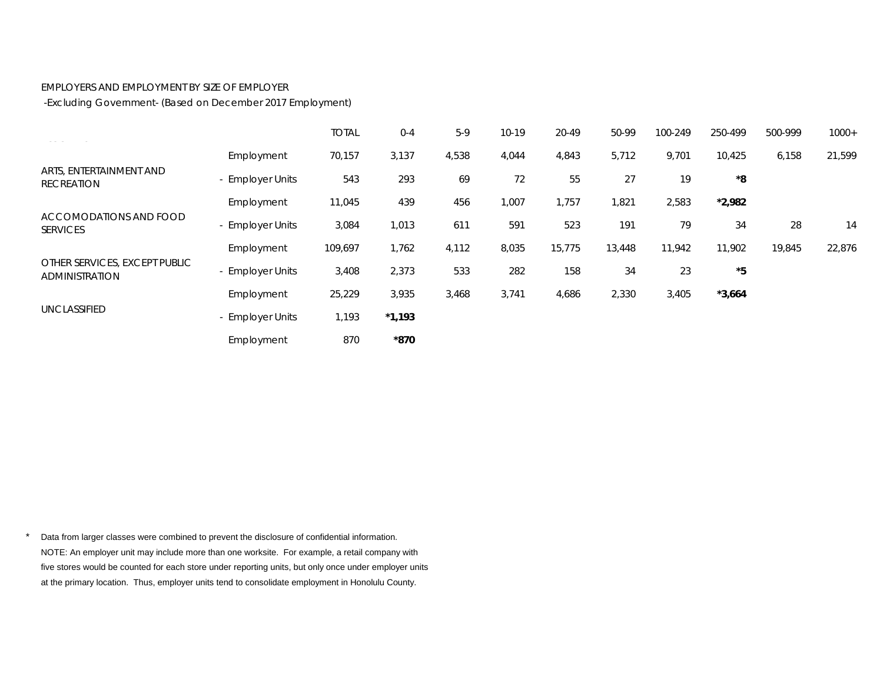EMPLOYERS AND EMPLOYMENT BY SIZE OF EMPLOYER

-Excluding Government- (Based on December 2017 Employment)

| | | TOTAL | 0-4 | 5-9 | 10-19 | 20-49 | 50-99 | 100-249 | 250-499 | 500-999 | 1000+ |
|---|---|---|---|---|---|---|---|---|---|---|---|
| | Employment | 70,157 | 3,137 | 4,538 | 4,044 | 4,843 | 5,712 | 9,701 | 10,425 | 6,158 | 21,599 |
| ARTS, ENTERTAINMENT AND RECREATION | - Employer Units | 543 | 293 | 69 | 72 | 55 | 27 | 19 | **\*8** | | |
| | Employment | 11,045 | 439 | 456 | 1,007 | 1,757 | 1,821 | 2,583 | **\*2,982** | | |
| ACCOMODATIONS AND FOOD SERVICES | - Employer Units | 3,084 | 1,013 | 611 | 591 | 523 | 191 | 79 | 34 | 28 | 14 |
| | Employment | 109,697 | 1,762 | 4,112 | 8,035 | 15,775 | 13,448 | 11,942 | 11,902 | 19,845 | 22,876 |
| OTHER SERVICES, EXCEPT PUBLIC ADMINISTRATION | - Employer Units | 3,408 | 2,373 | 533 | 282 | 158 | 34 | 23 | **\*5** | | |
| | Employment | 25,229 | 3,935 | 3,468 | 3,741 | 4,686 | 2,330 | 3,405 | **\*3,664** | | |
| UNCLASSIFIED | - Employer Units | 1,193 | **\*1,193** | | | | | | | | |
| | Employment | 870 | **\*870** | | | | | | | | |

\* Data from larger classes were combined to prevent the disclosure of confidential information.
NOTE: An employer unit may include more than one worksite. For example, a retail company with five stores would be counted for each store under reporting units, but only once under employer units at the primary location. Thus, employer units tend to consolidate employment in Honolulu County.